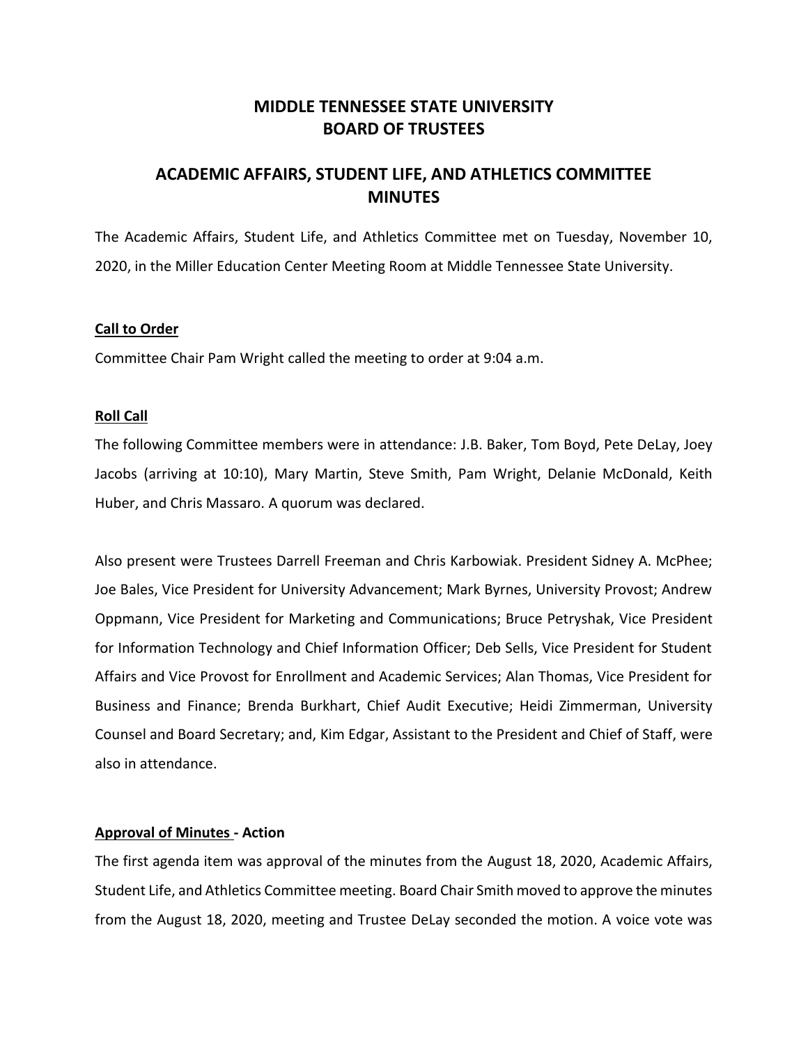# MIDDLE TENNESSEE STATE UNIVERSITY
# BOARD OF TRUSTEES

## ACADEMIC AFFAIRS, STUDENT LIFE, AND ATHLETICS COMMITTEE MINUTES

The Academic Affairs, Student Life, and Athletics Committee met on Tuesday, November 10, 2020, in the Miller Education Center Meeting Room at Middle Tennessee State University.

### Call to Order

Committee Chair Pam Wright called the meeting to order at 9:04 a.m.

### Roll Call

The following Committee members were in attendance: J.B. Baker, Tom Boyd, Pete DeLay, Joey Jacobs (arriving at 10:10), Mary Martin, Steve Smith, Pam Wright, Delanie McDonald, Keith Huber, and Chris Massaro. A quorum was declared.

Also present were Trustees Darrell Freeman and Chris Karbowiak. President Sidney A. McPhee; Joe Bales, Vice President for University Advancement; Mark Byrnes, University Provost; Andrew Oppmann, Vice President for Marketing and Communications; Bruce Petryshak, Vice President for Information Technology and Chief Information Officer; Deb Sells, Vice President for Student Affairs and Vice Provost for Enrollment and Academic Services; Alan Thomas, Vice President for Business and Finance; Brenda Burkhart, Chief Audit Executive; Heidi Zimmerman, University Counsel and Board Secretary; and, Kim Edgar, Assistant to the President and Chief of Staff, were also in attendance.

### Approval of Minutes - Action

The first agenda item was approval of the minutes from the August 18, 2020, Academic Affairs, Student Life, and Athletics Committee meeting. Board Chair Smith moved to approve the minutes from the August 18, 2020, meeting and Trustee DeLay seconded the motion. A voice vote was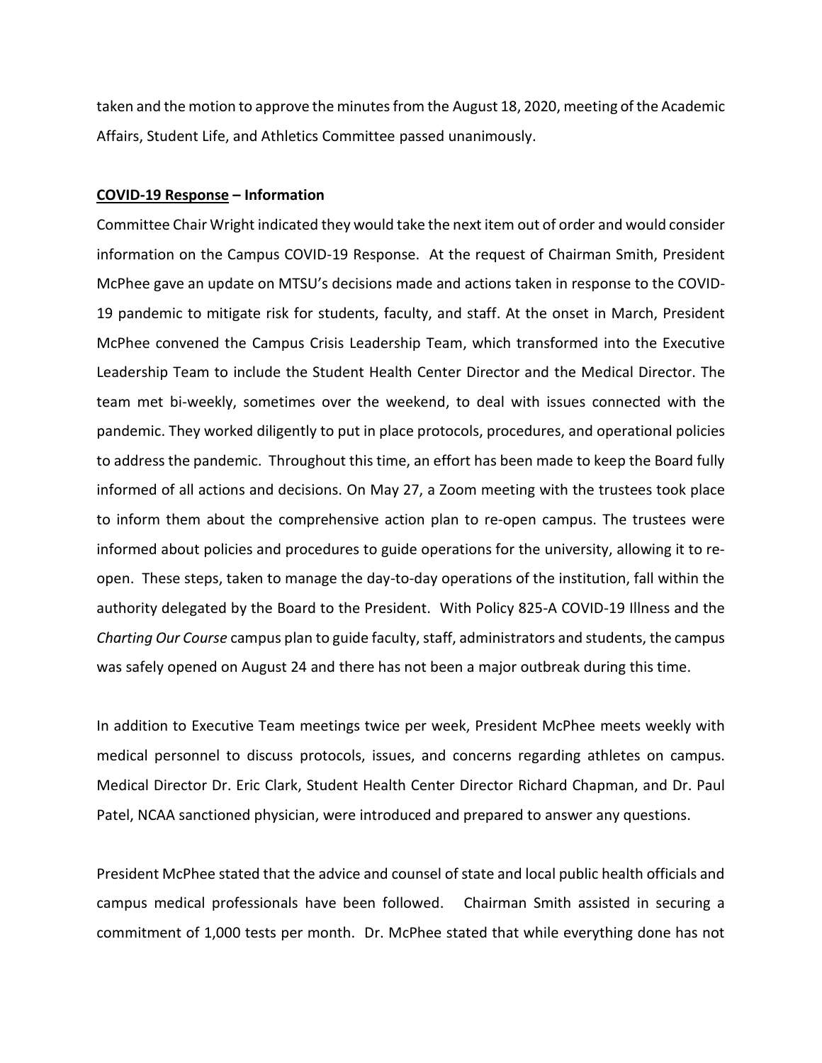taken and the motion to approve the minutes from the August 18, 2020, meeting of the Academic Affairs, Student Life, and Athletics Committee passed unanimously.

**COVID-19 Response – Information**

Committee Chair Wright indicated they would take the next item out of order and would consider information on the Campus COVID-19 Response. At the request of Chairman Smith, President McPhee gave an update on MTSU's decisions made and actions taken in response to the COVID-19 pandemic to mitigate risk for students, faculty, and staff. At the onset in March, President McPhee convened the Campus Crisis Leadership Team, which transformed into the Executive Leadership Team to include the Student Health Center Director and the Medical Director. The team met bi-weekly, sometimes over the weekend, to deal with issues connected with the pandemic. They worked diligently to put in place protocols, procedures, and operational policies to address the pandemic. Throughout this time, an effort has been made to keep the Board fully informed of all actions and decisions. On May 27, a Zoom meeting with the trustees took place to inform them about the comprehensive action plan to re-open campus. The trustees were informed about policies and procedures to guide operations for the university, allowing it to re-open. These steps, taken to manage the day-to-day operations of the institution, fall within the authority delegated by the Board to the President. With Policy 825-A COVID-19 Illness and the *Charting Our Course* campus plan to guide faculty, staff, administrators and students, the campus was safely opened on August 24 and there has not been a major outbreak during this time.

In addition to Executive Team meetings twice per week, President McPhee meets weekly with medical personnel to discuss protocols, issues, and concerns regarding athletes on campus. Medical Director Dr. Eric Clark, Student Health Center Director Richard Chapman, and Dr. Paul Patel, NCAA sanctioned physician, were introduced and prepared to answer any questions.

President McPhee stated that the advice and counsel of state and local public health officials and campus medical professionals have been followed. Chairman Smith assisted in securing a commitment of 1,000 tests per month. Dr. McPhee stated that while everything done has not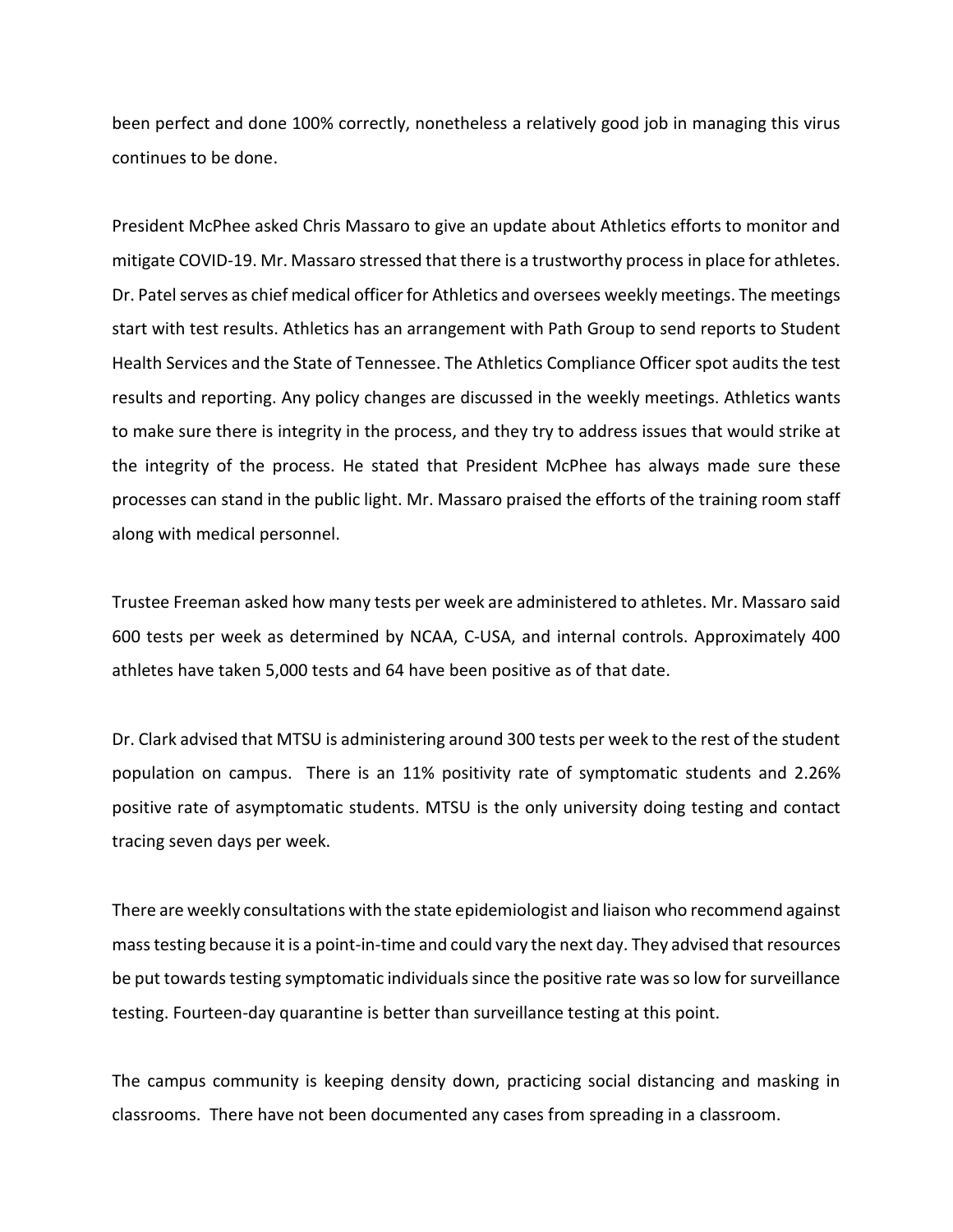been perfect and done 100% correctly, nonetheless a relatively good job in managing this virus continues to be done.

President McPhee asked Chris Massaro to give an update about Athletics efforts to monitor and mitigate COVID-19. Mr. Massaro stressed that there is a trustworthy process in place for athletes. Dr. Patel serves as chief medical officer for Athletics and oversees weekly meetings. The meetings start with test results. Athletics has an arrangement with Path Group to send reports to Student Health Services and the State of Tennessee. The Athletics Compliance Officer spot audits the test results and reporting. Any policy changes are discussed in the weekly meetings. Athletics wants to make sure there is integrity in the process, and they try to address issues that would strike at the integrity of the process. He stated that President McPhee has always made sure these processes can stand in the public light. Mr. Massaro praised the efforts of the training room staff along with medical personnel.

Trustee Freeman asked how many tests per week are administered to athletes. Mr. Massaro said 600 tests per week as determined by NCAA, C-USA, and internal controls. Approximately 400 athletes have taken 5,000 tests and 64 have been positive as of that date.

Dr. Clark advised that MTSU is administering around 300 tests per week to the rest of the student population on campus. There is an 11% positivity rate of symptomatic students and 2.26% positive rate of asymptomatic students. MTSU is the only university doing testing and contact tracing seven days per week.

There are weekly consultations with the state epidemiologist and liaison who recommend against mass testing because it is a point-in-time and could vary the next day. They advised that resources be put towards testing symptomatic individuals since the positive rate was so low for surveillance testing. Fourteen-day quarantine is better than surveillance testing at this point.

The campus community is keeping density down, practicing social distancing and masking in classrooms. There have not been documented any cases from spreading in a classroom.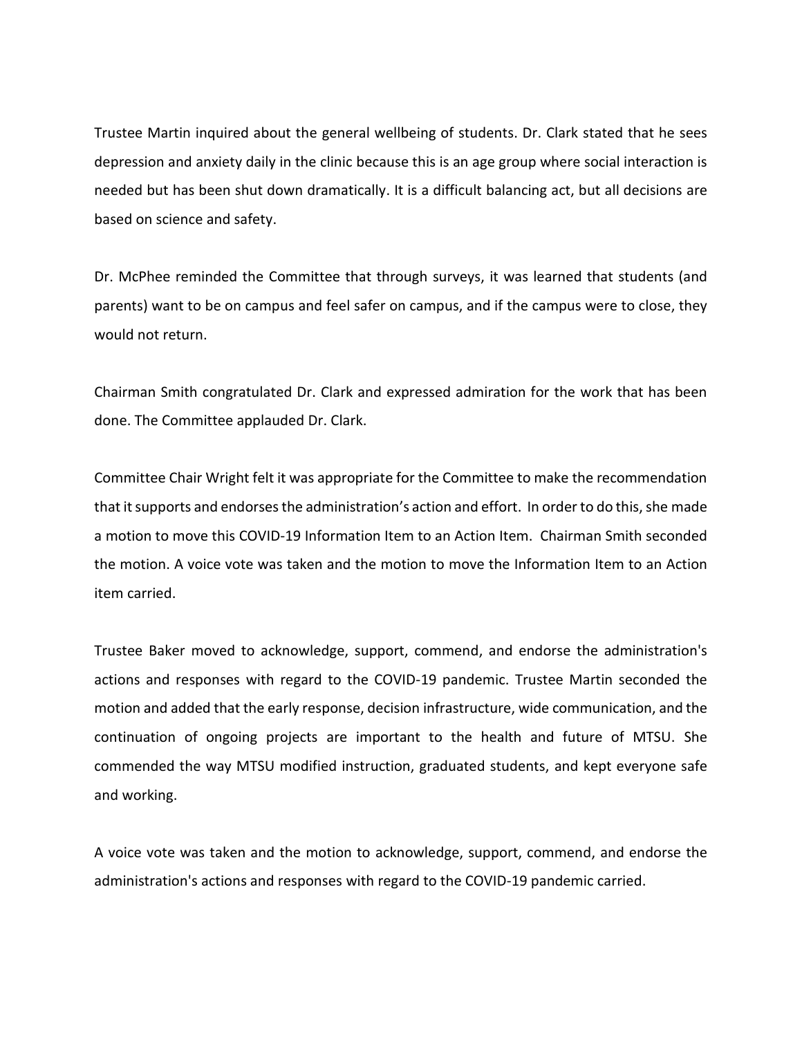Trustee Martin inquired about the general wellbeing of students. Dr. Clark stated that he sees depression and anxiety daily in the clinic because this is an age group where social interaction is needed but has been shut down dramatically. It is a difficult balancing act, but all decisions are based on science and safety.

Dr. McPhee reminded the Committee that through surveys, it was learned that students (and parents) want to be on campus and feel safer on campus, and if the campus were to close, they would not return.

Chairman Smith congratulated Dr. Clark and expressed admiration for the work that has been done. The Committee applauded Dr. Clark.

Committee Chair Wright felt it was appropriate for the Committee to make the recommendation that it supports and endorses the administration's action and effort. In order to do this, she made a motion to move this COVID-19 Information Item to an Action Item. Chairman Smith seconded the motion. A voice vote was taken and the motion to move the Information Item to an Action item carried.

Trustee Baker moved to acknowledge, support, commend, and endorse the administration's actions and responses with regard to the COVID-19 pandemic. Trustee Martin seconded the motion and added that the early response, decision infrastructure, wide communication, and the continuation of ongoing projects are important to the health and future of MTSU. She commended the way MTSU modified instruction, graduated students, and kept everyone safe and working.

A voice vote was taken and the motion to acknowledge, support, commend, and endorse the administration's actions and responses with regard to the COVID-19 pandemic carried.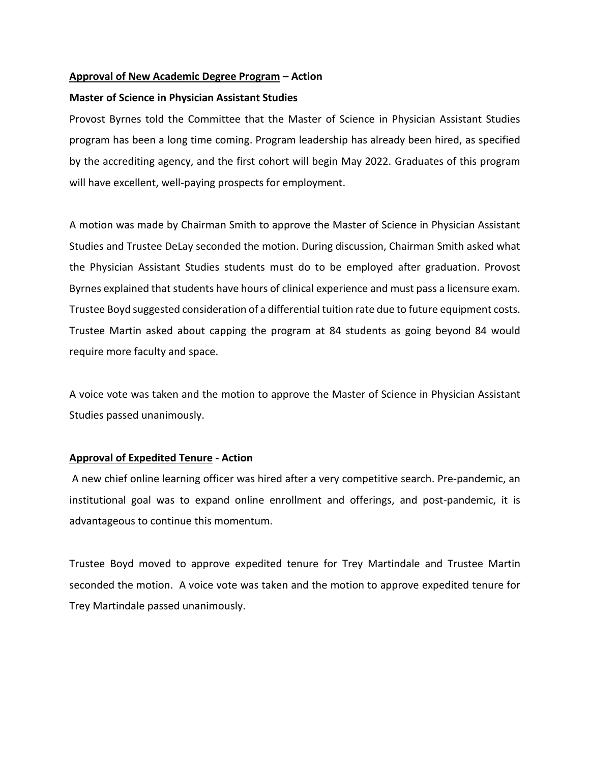**<u>Approval of New Academic Degree Program</u> – Action**

**Master of Science in Physician Assistant Studies**

Provost Byrnes told the Committee that the Master of Science in Physician Assistant Studies program has been a long time coming. Program leadership has already been hired, as specified by the accrediting agency, and the first cohort will begin May 2022. Graduates of this program will have excellent, well-paying prospects for employment.

A motion was made by Chairman Smith to approve the Master of Science in Physician Assistant Studies and Trustee DeLay seconded the motion. During discussion, Chairman Smith asked what the Physician Assistant Studies students must do to be employed after graduation. Provost Byrnes explained that students have hours of clinical experience and must pass a licensure exam. Trustee Boyd suggested consideration of a differential tuition rate due to future equipment costs. Trustee Martin asked about capping the program at 84 students as going beyond 84 would require more faculty and space.

A voice vote was taken and the motion to approve the Master of Science in Physician Assistant Studies passed unanimously.

**<u>Approval of Expedited Tenure</u> - Action**

A new chief online learning officer was hired after a very competitive search. Pre-pandemic, an institutional goal was to expand online enrollment and offerings, and post-pandemic, it is advantageous to continue this momentum.

Trustee Boyd moved to approve expedited tenure for Trey Martindale and Trustee Martin seconded the motion. A voice vote was taken and the motion to approve expedited tenure for Trey Martindale passed unanimously.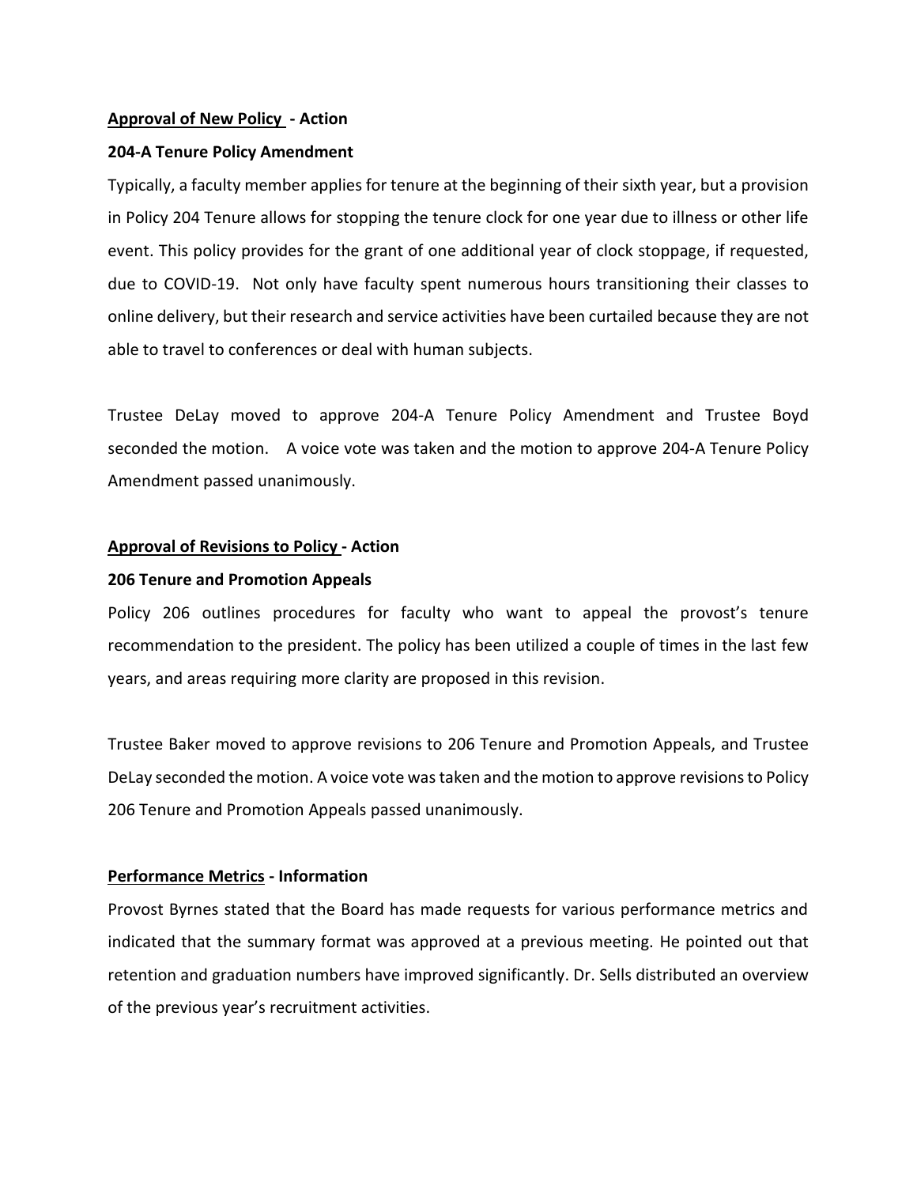**<u>Approval of New Policy</u> - Action**

**204-A Tenure Policy Amendment**

Typically, a faculty member applies for tenure at the beginning of their sixth year, but a provision in Policy 204 Tenure allows for stopping the tenure clock for one year due to illness or other life event. This policy provides for the grant of one additional year of clock stoppage, if requested, due to COVID-19. Not only have faculty spent numerous hours transitioning their classes to online delivery, but their research and service activities have been curtailed because they are not able to travel to conferences or deal with human subjects.

Trustee DeLay moved to approve 204-A Tenure Policy Amendment and Trustee Boyd seconded the motion. A voice vote was taken and the motion to approve 204-A Tenure Policy Amendment passed unanimously.

**<u>Approval of Revisions to Policy</u> - Action**

**206 Tenure and Promotion Appeals**

Policy 206 outlines procedures for faculty who want to appeal the provost's tenure recommendation to the president. The policy has been utilized a couple of times in the last few years, and areas requiring more clarity are proposed in this revision.

Trustee Baker moved to approve revisions to 206 Tenure and Promotion Appeals, and Trustee DeLay seconded the motion. A voice vote was taken and the motion to approve revisions to Policy 206 Tenure and Promotion Appeals passed unanimously.

**<u>Performance Metrics</u> - Information**

Provost Byrnes stated that the Board has made requests for various performance metrics and indicated that the summary format was approved at a previous meeting. He pointed out that retention and graduation numbers have improved significantly. Dr. Sells distributed an overview of the previous year's recruitment activities.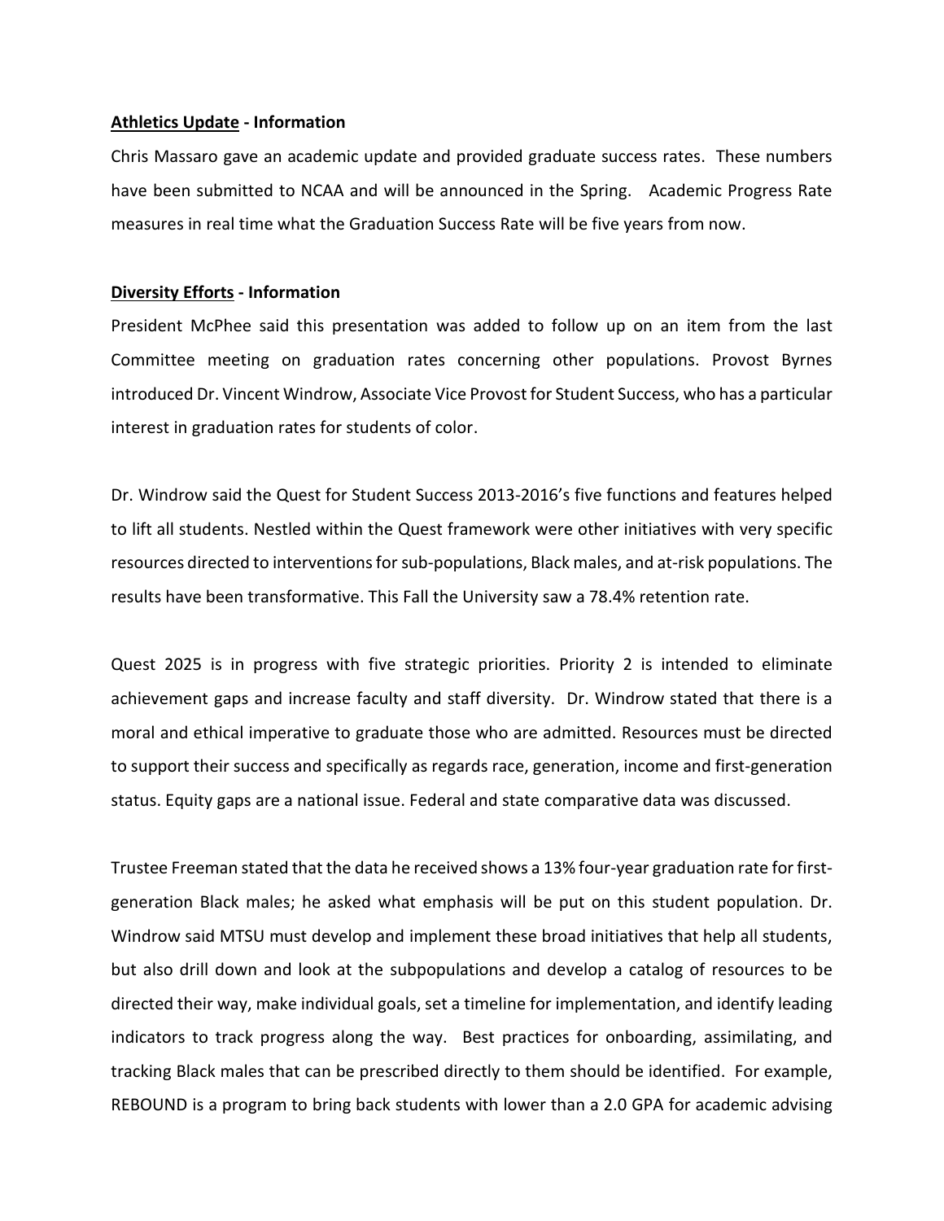**<u>Athletics Update</u> - Information**

Chris Massaro gave an academic update and provided graduate success rates. These numbers have been submitted to NCAA and will be announced in the Spring. Academic Progress Rate measures in real time what the Graduation Success Rate will be five years from now.

**<u>Diversity Efforts</u> - Information**

President McPhee said this presentation was added to follow up on an item from the last Committee meeting on graduation rates concerning other populations. Provost Byrnes introduced Dr. Vincent Windrow, Associate Vice Provost for Student Success, who has a particular interest in graduation rates for students of color.

Dr. Windrow said the Quest for Student Success 2013-2016's five functions and features helped to lift all students. Nestled within the Quest framework were other initiatives with very specific resources directed to interventions for sub-populations, Black males, and at-risk populations. The results have been transformative. This Fall the University saw a 78.4% retention rate.

Quest 2025 is in progress with five strategic priorities. Priority 2 is intended to eliminate achievement gaps and increase faculty and staff diversity. Dr. Windrow stated that there is a moral and ethical imperative to graduate those who are admitted. Resources must be directed to support their success and specifically as regards race, generation, income and first-generation status. Equity gaps are a national issue. Federal and state comparative data was discussed.

Trustee Freeman stated that the data he received shows a 13% four-year graduation rate for first-generation Black males; he asked what emphasis will be put on this student population. Dr. Windrow said MTSU must develop and implement these broad initiatives that help all students, but also drill down and look at the subpopulations and develop a catalog of resources to be directed their way, make individual goals, set a timeline for implementation, and identify leading indicators to track progress along the way. Best practices for onboarding, assimilating, and tracking Black males that can be prescribed directly to them should be identified. For example, REBOUND is a program to bring back students with lower than a 2.0 GPA for academic advising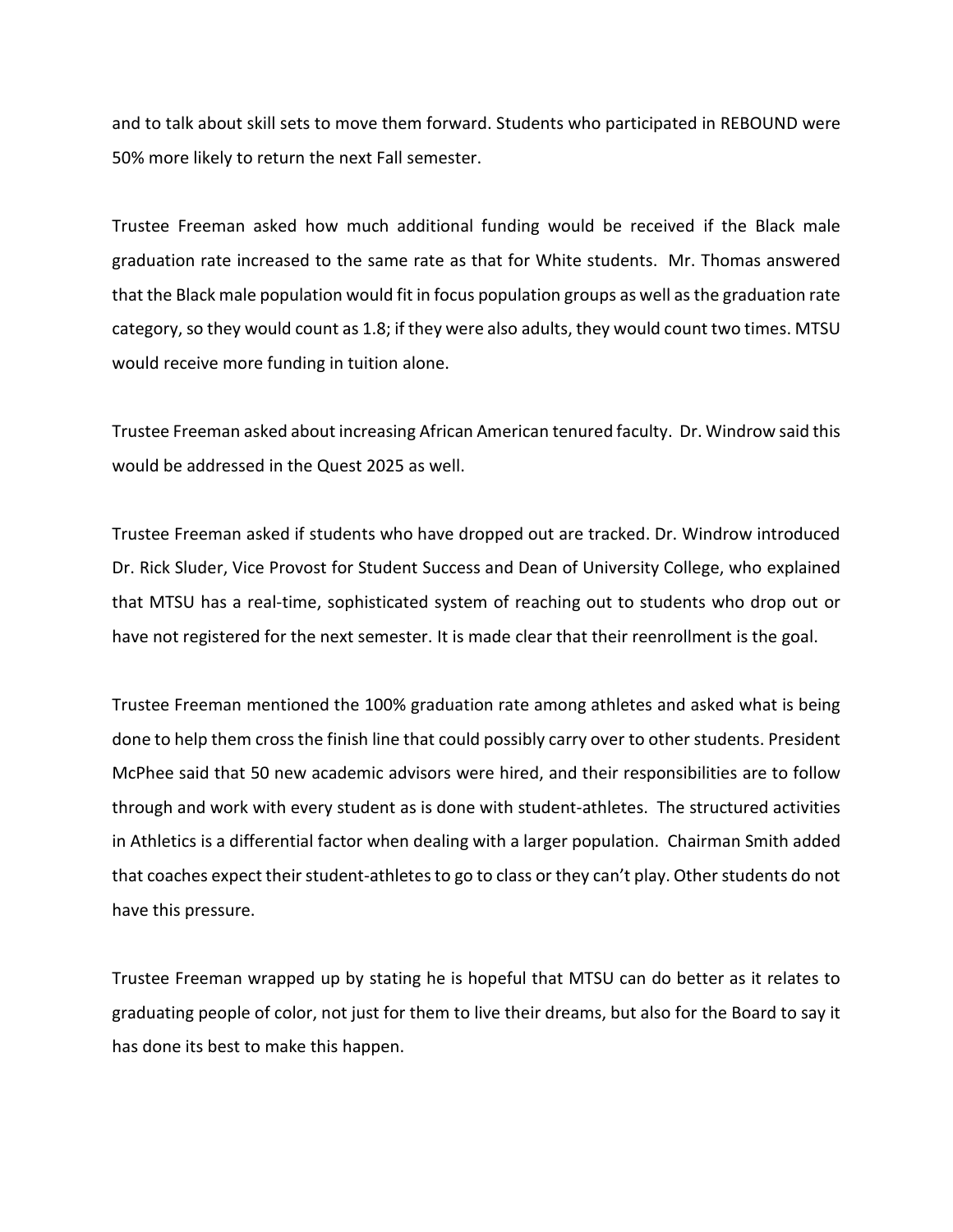and to talk about skill sets to move them forward. Students who participated in REBOUND were 50% more likely to return the next Fall semester.

Trustee Freeman asked how much additional funding would be received if the Black male graduation rate increased to the same rate as that for White students. Mr. Thomas answered that the Black male population would fit in focus population groups as well as the graduation rate category, so they would count as 1.8; if they were also adults, they would count two times. MTSU would receive more funding in tuition alone.

Trustee Freeman asked about increasing African American tenured faculty. Dr. Windrow said this would be addressed in the Quest 2025 as well.

Trustee Freeman asked if students who have dropped out are tracked. Dr. Windrow introduced Dr. Rick Sluder, Vice Provost for Student Success and Dean of University College, who explained that MTSU has a real-time, sophisticated system of reaching out to students who drop out or have not registered for the next semester. It is made clear that their reenrollment is the goal.

Trustee Freeman mentioned the 100% graduation rate among athletes and asked what is being done to help them cross the finish line that could possibly carry over to other students. President McPhee said that 50 new academic advisors were hired, and their responsibilities are to follow through and work with every student as is done with student-athletes. The structured activities in Athletics is a differential factor when dealing with a larger population. Chairman Smith added that coaches expect their student-athletes to go to class or they can't play. Other students do not have this pressure.

Trustee Freeman wrapped up by stating he is hopeful that MTSU can do better as it relates to graduating people of color, not just for them to live their dreams, but also for the Board to say it has done its best to make this happen.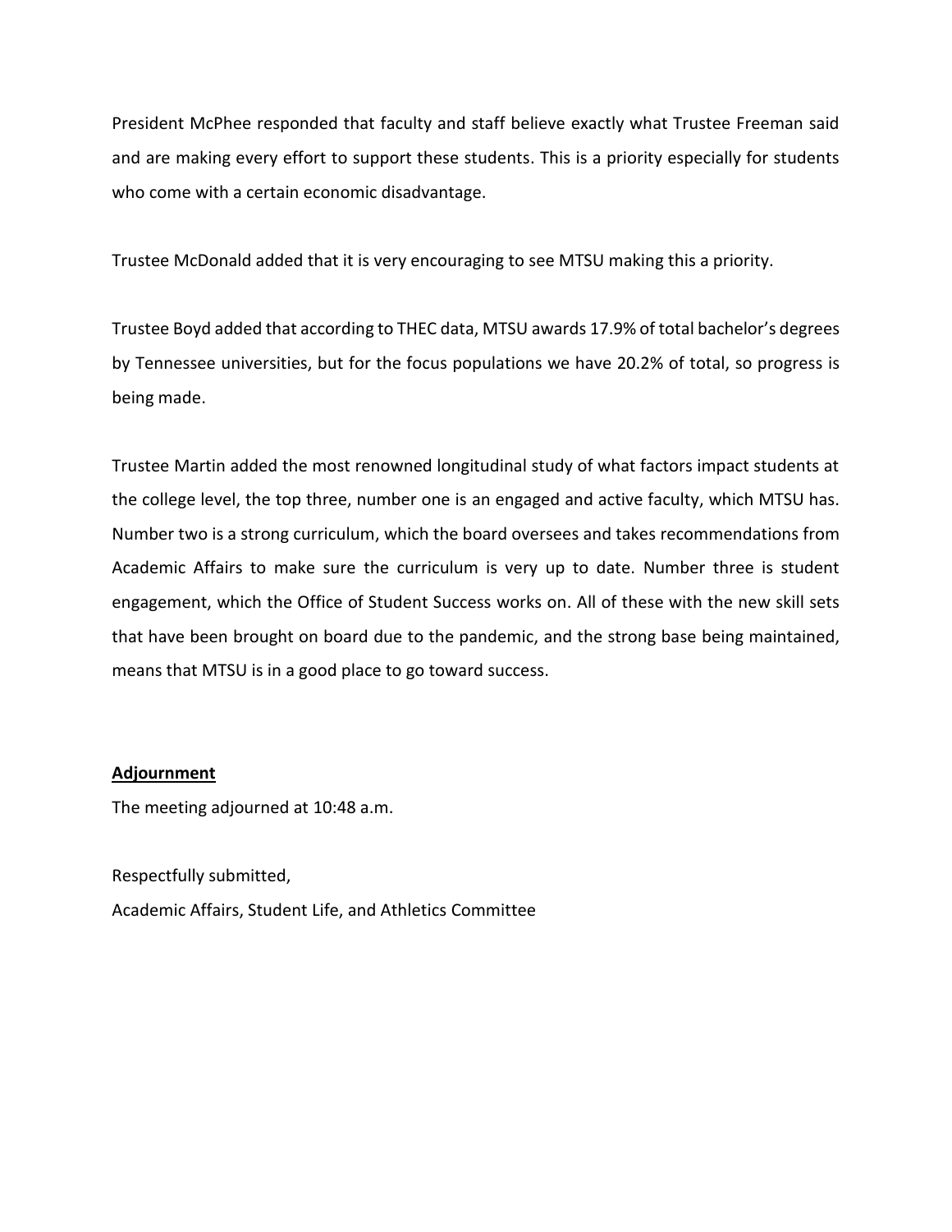President McPhee responded that faculty and staff believe exactly what Trustee Freeman said and are making every effort to support these students. This is a priority especially for students who come with a certain economic disadvantage.

Trustee McDonald added that it is very encouraging to see MTSU making this a priority.

Trustee Boyd added that according to THEC data, MTSU awards 17.9% of total bachelor's degrees by Tennessee universities, but for the focus populations we have 20.2% of total, so progress is being made.

Trustee Martin added the most renowned longitudinal study of what factors impact students at the college level, the top three, number one is an engaged and active faculty, which MTSU has. Number two is a strong curriculum, which the board oversees and takes recommendations from Academic Affairs to make sure the curriculum is very up to date. Number three is student engagement, which the Office of Student Success works on. All of these with the new skill sets that have been brought on board due to the pandemic, and the strong base being maintained, means that MTSU is in a good place to go toward success.

## Adjournment

The meeting adjourned at 10:48 a.m.

Respectfully submitted,

Academic Affairs, Student Life, and Athletics Committee